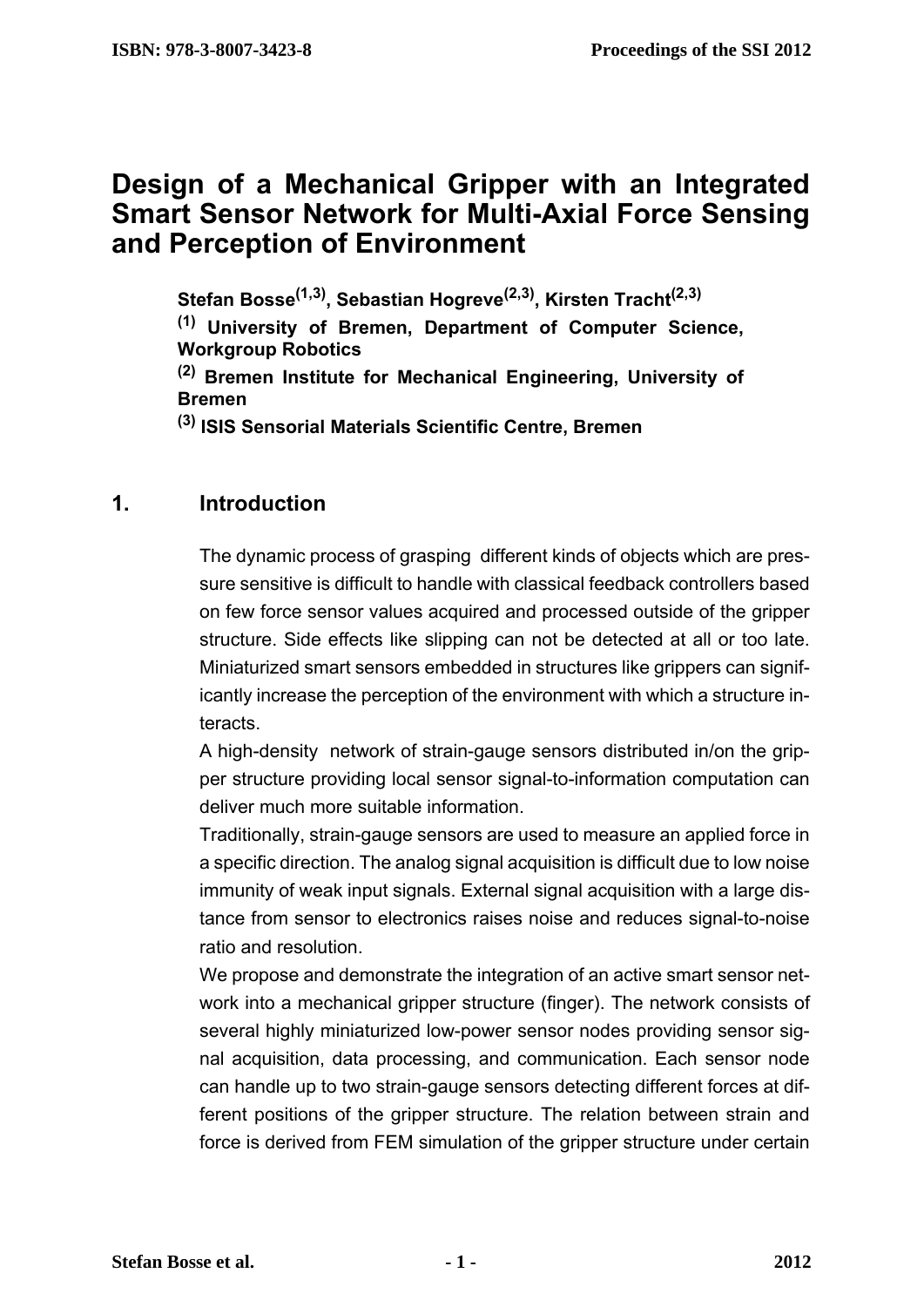# Design of a Mechanical Gripper with an Integrated Smart Sensor Network for Multi-Axial Force Sensing and Perception of Environment

**Stefan Bosse[1,3], Sebastian Hogreve[2,3], Kirsten Tracht[2,3]**

**[1] University of Bremen, Department of Computer Science, Workgroup Robotics**

**[2] Bremen Institute for Mechanical Engineering, University of Bremen**

**[3] ISIS Sensorial Materials Scientific Centre, Bremen**

## 1. Introduction

The dynamic process of grasping different kinds of objects which are pressure sensitive is difficult to handle with classical feedback controllers based on few force sensor values acquired and processed outside of the gripper structure. Side effects like slipping can not be detected at all or too late. Miniaturized smart sensors embedded in structures like grippers can significantly increase the perception of the environment with which a structure interacts.

A high-density network of strain-gauge sensors distributed in/on the gripper structure providing local sensor signal-to-information computation can deliver much more suitable information.

Traditionally, strain-gauge sensors are used to measure an applied force in a specific direction. The analog signal acquisition is difficult due to low noise immunity of weak input signals. External signal acquisition with a large distance from sensor to electronics raises noise and reduces signal-to-noise ratio and resolution.

We propose and demonstrate the integration of an active smart sensor network into a mechanical gripper structure (finger). The network consists of several highly miniaturized low-power sensor nodes providing sensor signal acquisition, data processing, and communication. Each sensor node can handle up to two strain-gauge sensors detecting different forces at different positions of the gripper structure. The relation between strain and force is derived from FEM simulation of the gripper structure under certain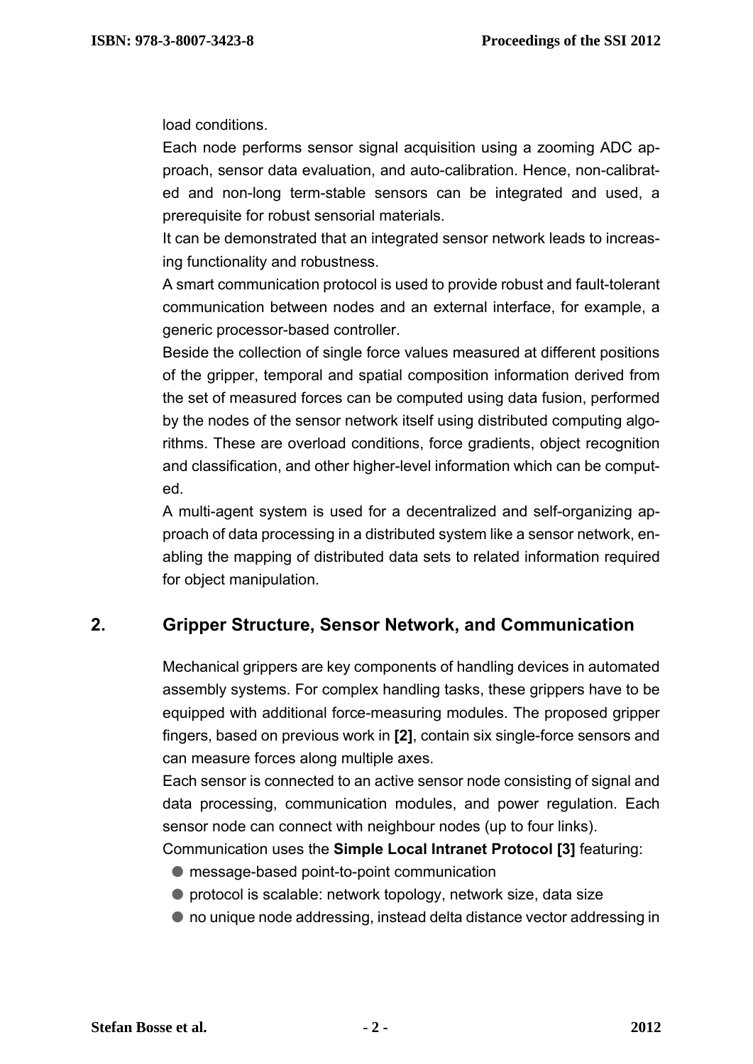load conditions.

Each node performs sensor signal acquisition using a zooming ADC approach, sensor data evaluation, and auto-calibration. Hence, non-calibrated and non-long term-stable sensors can be integrated and used, a prerequisite for robust sensorial materials.

It can be demonstrated that an integrated sensor network leads to increasing functionality and robustness.

A smart communication protocol is used to provide robust and fault-tolerant communication between nodes and an external interface, for example, a generic processor-based controller.

Beside the collection of single force values measured at different positions of the gripper, temporal and spatial composition information derived from the set of measured forces can be computed using data fusion, performed by the nodes of the sensor network itself using distributed computing algorithms. These are overload conditions, force gradients, object recognition and classification, and other higher-level information which can be computed.

A multi-agent system is used for a decentralized and self-organizing approach of data processing in a distributed system like a sensor network, enabling the mapping of distributed data sets to related information required for object manipulation.

## 2. Gripper Structure, Sensor Network, and Communication

Mechanical grippers are key components of handling devices in automated assembly systems. For complex handling tasks, these grippers have to be equipped with additional force-measuring modules. The proposed gripper fingers, based on previous work in **[2]**, contain six single-force sensors and can measure forces along multiple axes.

Each sensor is connected to an active sensor node consisting of signal and data processing, communication modules, and power regulation. Each sensor node can connect with neighbour nodes (up to four links).

Communication uses the **Simple Local Intranet Protocol [3]** featuring:

- message-based point-to-point communication
- protocol is scalable: network topology, network size, data size
- no unique node addressing, instead delta distance vector addressing in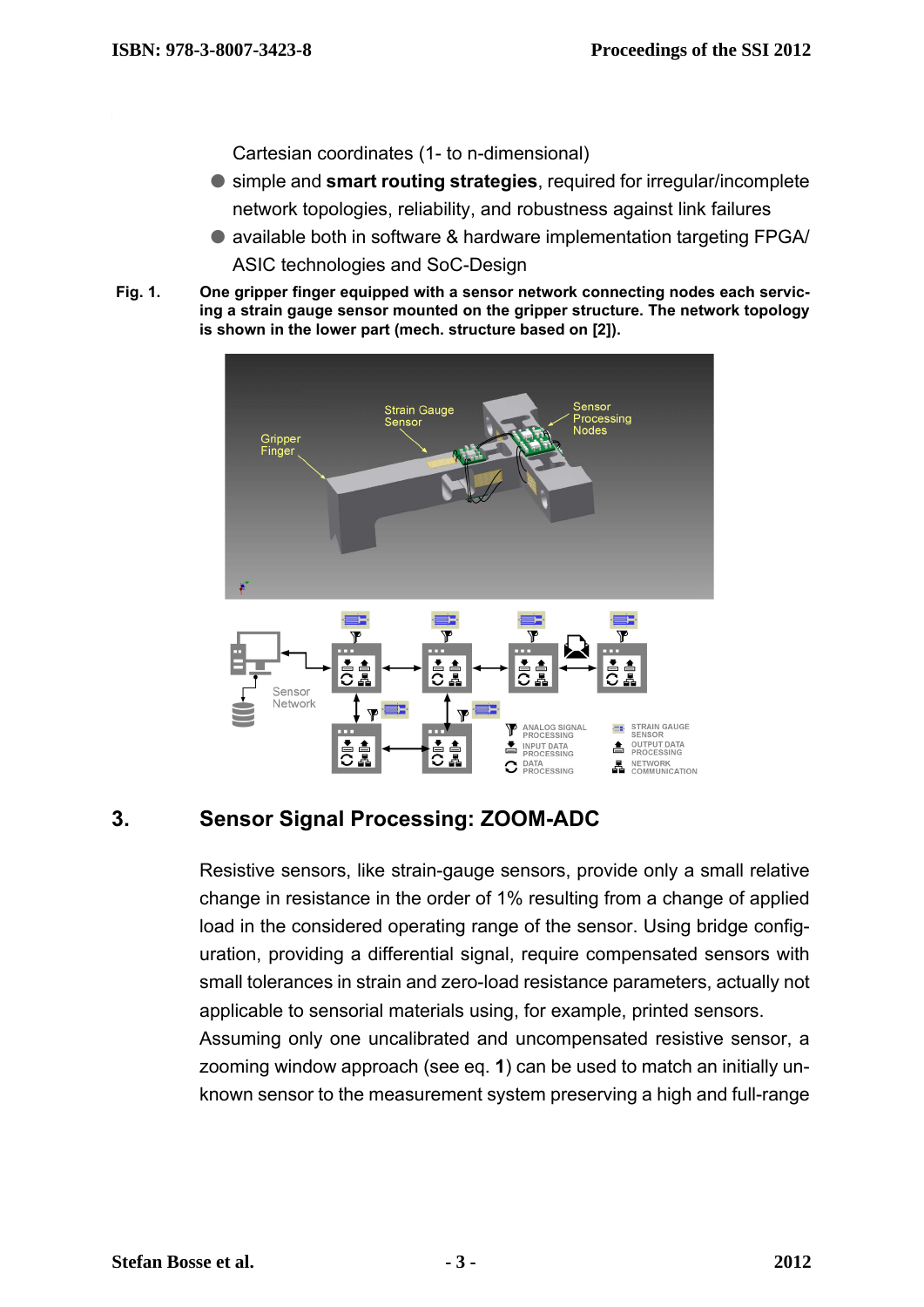Cartesian coordinates (1- to n-dimensional)

- simple and **smart routing strategies**, required for irregular/incomplete network topologies, reliability, and robustness against link failures
- available both in software & hardware implementation targeting FPGA/ ASIC technologies and SoC-Design

**Fig. 1. One gripper finger equipped with a sensor network connecting nodes each servicing a strain gauge sensor mounted on the gripper structure. The network topology is shown in the lower part (mech. structure based on [2]).**

## 3. Sensor Signal Processing: ZOOM-ADC

Resistive sensors, like strain-gauge sensors, provide only a small relative change in resistance in the order of 1% resulting from a change of applied load in the considered operating range of the sensor. Using bridge configuration, providing a differential signal, require compensated sensors with small tolerances in strain and zero-load resistance parameters, actually not applicable to sensorial materials using, for example, printed sensors.
Assuming only one uncalibrated and uncompensated resistive sensor, a zooming window approach (see eq. **1**) can be used to match an initially unknown sensor to the measurement system preserving a high and full-range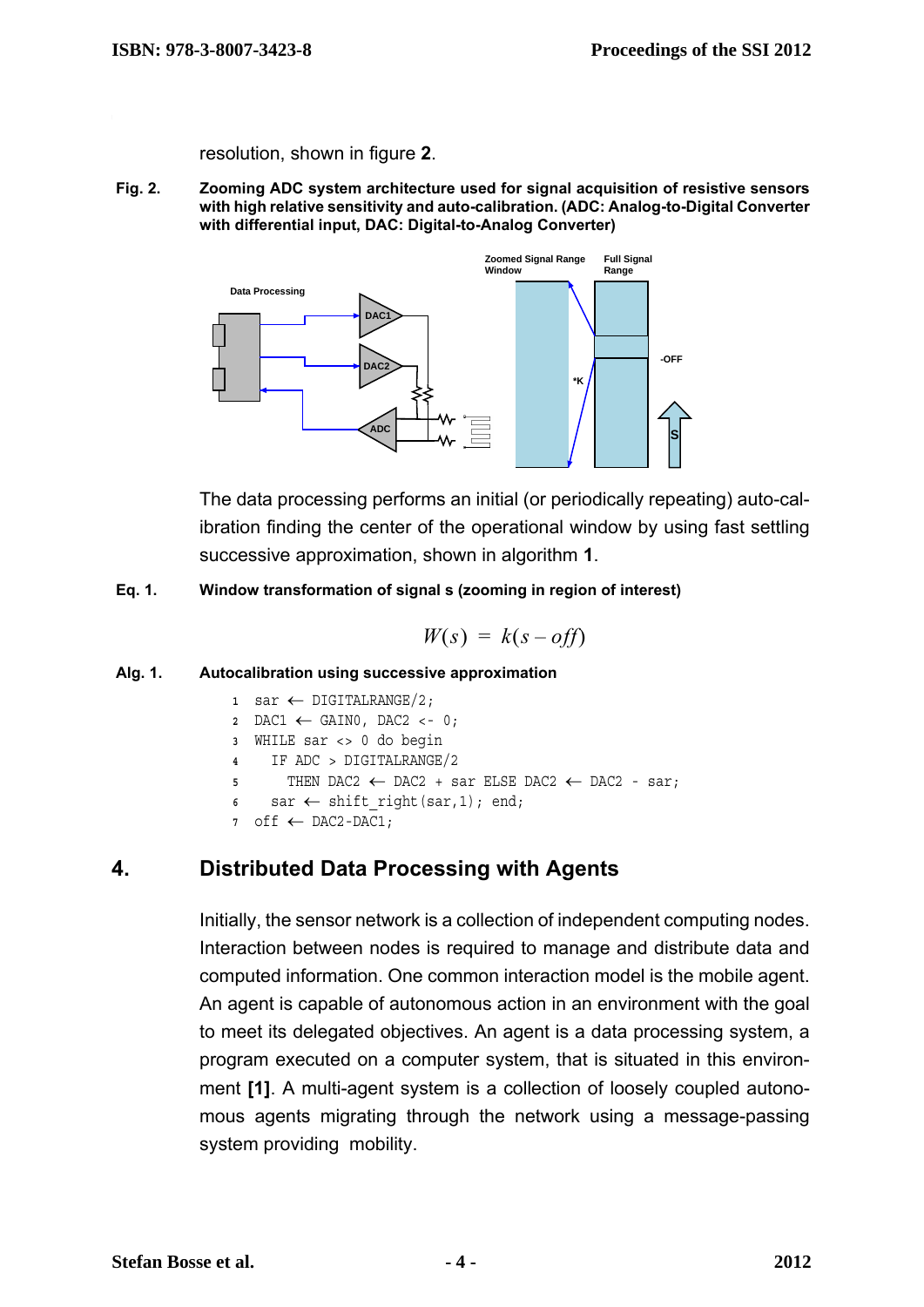resolution, shown in figure **2**.

**Fig. 2. Zooming ADC system architecture used for signal acquisition of resistive sensors with high relative sensitivity and auto-calibration. (ADC: Analog-to-Digital Converter with differential input, DAC: Digital-to-Analog Converter)**

The data processing performs an initial (or periodically repeating) auto-calibration finding the center of the operational window by using fast settling successive approximation, shown in algorithm **1**.

**Eq. 1. Window transformation of signal s (zooming in region of interest)**

$$W(s) = k(s - off)$$

**Alg. 1. Autocalibration using successive approximation**

```
1  sar ← DIGITALRANGE/2;
2  DAC1 ← GAIN0, DAC2 <- 0;
3  WHILE sar <> 0 do begin
4    IF ADC > DIGITALRANGE/2
5      THEN DAC2 ← DAC2 + sar ELSE DAC2 ← DAC2 - sar;
6    sar ← shift_right(sar,1); end;
7  off ← DAC2-DAC1;
```

## 4. Distributed Data Processing with Agents

Initially, the sensor network is a collection of independent computing nodes. Interaction between nodes is required to manage and distribute data and computed information. One common interaction model is the mobile agent. An agent is capable of autonomous action in an environment with the goal to meet its delegated objectives. An agent is a data processing system, a program executed on a computer system, that is situated in this environment **[1]**. A multi-agent system is a collection of loosely coupled autonomous agents migrating through the network using a message-passing system providing mobility.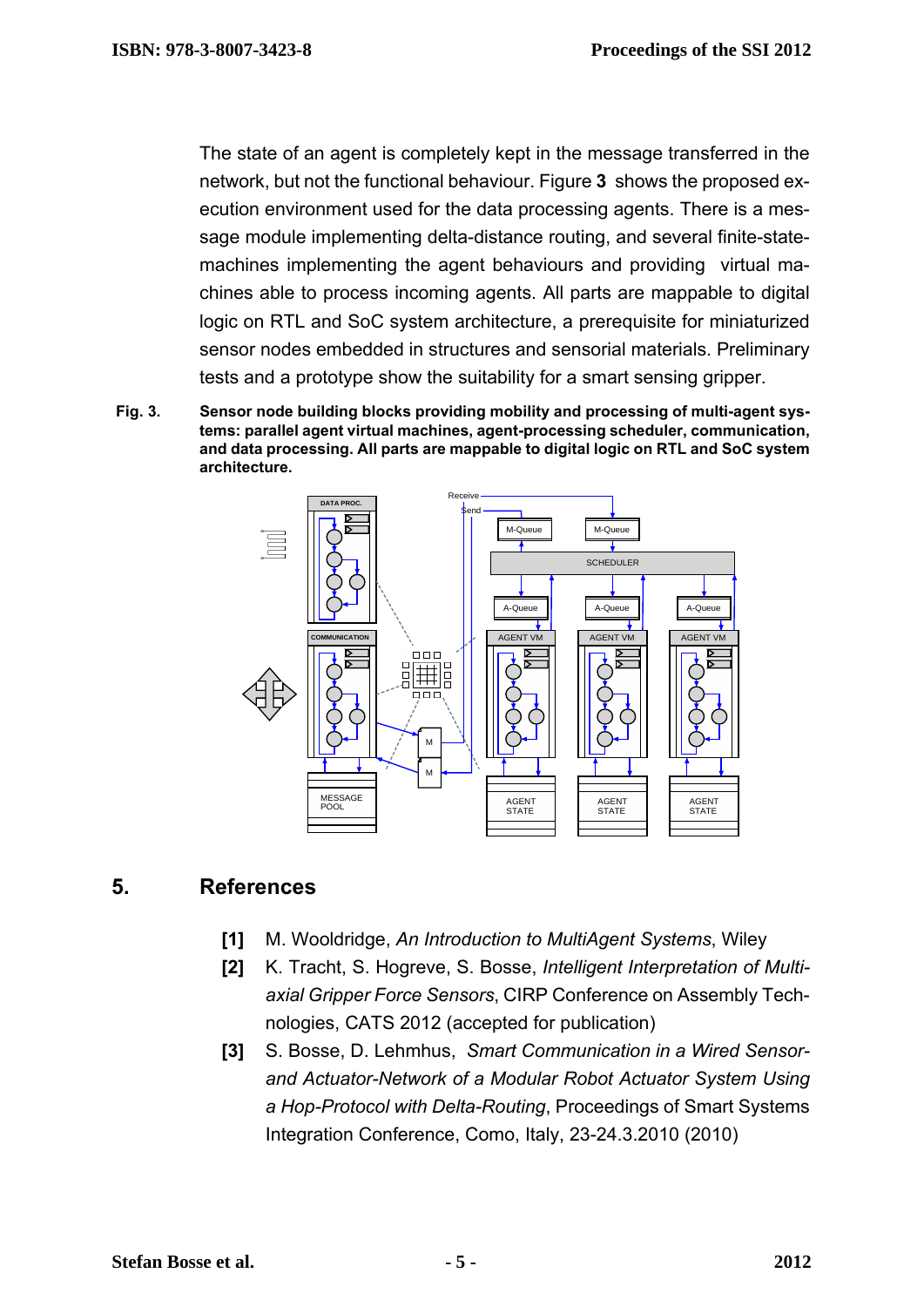The state of an agent is completely kept in the message transferred in the network, but not the functional behaviour. Figure **3** shows the proposed execution environment used for the data processing agents. There is a message module implementing delta-distance routing, and several finite-state-machines implementing the agent behaviours and providing virtual machines able to process incoming agents. All parts are mappable to digital logic on RTL and SoC system architecture, a prerequisite for miniaturized sensor nodes embedded in structures and sensorial materials. Preliminary tests and a prototype show the suitability for a smart sensing gripper.

**Fig. 3. Sensor node building blocks providing mobility and processing of multi-agent systems: parallel agent virtual machines, agent-processing scheduler, communication, and data processing. All parts are mappable to digital logic on RTL and SoC system architecture.**

DATA PROC.
COMMUNICATION
MESSAGE POOL
Receive
Send
M-Queue
M-Queue
SCHEDULER
A-Queue
A-Queue
A-Queue
AGENT VM
AGENT VM
AGENT VM
M
M
AGENT STATE
AGENT STATE
AGENT STATE

## 5. References

**[1]** M. Wooldridge, *An Introduction to MultiAgent Systems*, Wiley

**[2]** K. Tracht, S. Hogreve, S. Bosse, *Intelligent Interpretation of Multi-axial Gripper Force Sensors*, CIRP Conference on Assembly Technologies, CATS 2012 (accepted for publication)

**[3]** S. Bosse, D. Lehmhus, *Smart Communication in a Wired Sensor- and Actuator-Network of a Modular Robot Actuator System Using a Hop-Protocol with Delta-Routing*, Proceedings of Smart Systems Integration Conference, Como, Italy, 23-24.3.2010 (2010)